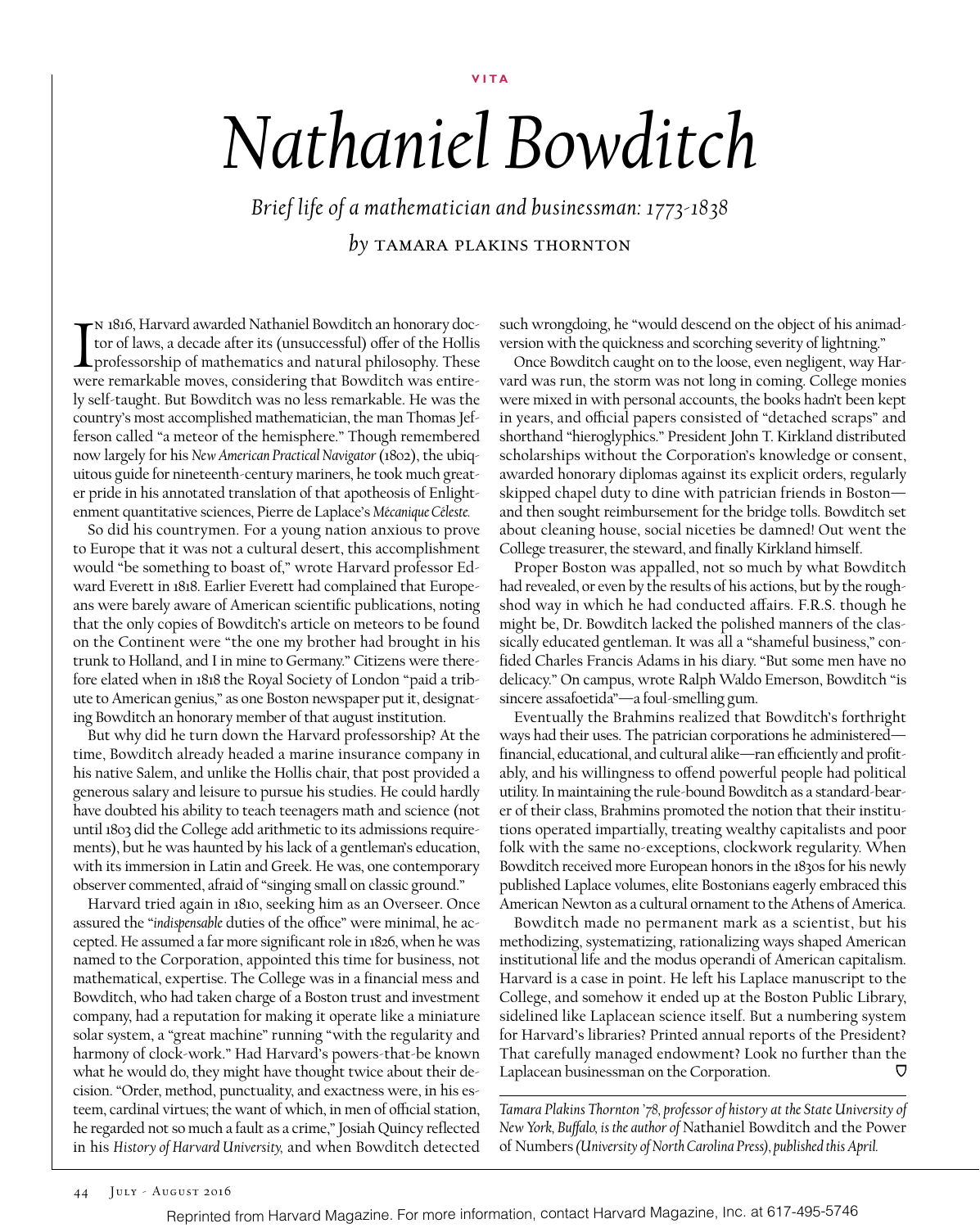VITA

# *Nathaniel Bowditch*

*Brief life of a mathematician and businessman: 1773-1838*

*by* TAMARA PLAKINS THORNTON

In 1816, Harvard awarded Nathaniel Bowditch an honorary doctor of laws, a decade after its (unsuccessful) offer of the Hollis professorship of mathematics and natural philosophy. These were remarkable moves, considering that Bowditch was entirely self-taught. But Bowditch was no less remarkable. He was the country's most accomplished mathematician, the man Thomas Jefferson called "a meteor of the hemisphere." Though remembered now largely for his *New American Practical Navigator* (1802), the ubiquitous guide for nineteenth-century mariners, he took much greater pride in his annotated translation of that apotheosis of Enlightenment quantitative sciences, Pierre de Laplace's *Mécanique Céleste.*

So did his countrymen. For a young nation anxious to prove to Europe that it was not a cultural desert, this accomplishment would "be something to boast of," wrote Harvard professor Edward Everett in 1818. Earlier Everett had complained that Europeans were barely aware of American scientific publications, noting that the only copies of Bowditch's article on meteors to be found on the Continent were "the one my brother had brought in his trunk to Holland, and I in mine to Germany." Citizens were therefore elated when in 1818 the Royal Society of London "paid a tribute to American genius," as one Boston newspaper put it, designating Bowditch an honorary member of that august institution.

But why did he turn down the Harvard professorship? At the time, Bowditch already headed a marine insurance company in his native Salem, and unlike the Hollis chair, that post provided a generous salary and leisure to pursue his studies. He could hardly have doubted his ability to teach teenagers math and science (not until 1803 did the College add arithmetic to its admissions requirements), but he was haunted by his lack of a gentleman's education, with its immersion in Latin and Greek. He was, one contemporary observer commented, afraid of "singing small on classic ground."

Harvard tried again in 1810, seeking him as an Overseer. Once assured the "*indispensable* duties of the office" were minimal, he accepted. He assumed a far more significant role in 1826, when he was named to the Corporation, appointed this time for business, not mathematical, expertise. The College was in a financial mess and Bowditch, who had taken charge of a Boston trust and investment company, had a reputation for making it operate like a miniature solar system, a "great machine" running "with the regularity and harmony of clock-work." Had Harvard's powers-that-be known what he would do, they might have thought twice about their decision. "Order, method, punctuality, and exactness were, in his esteem, cardinal virtues; the want of which, in men of official station, he regarded not so much a fault as a crime," Josiah Quincy reflected in his *History of Harvard University,* and when Bowditch detected such wrongdoing, he "would descend on the object of his animadversion with the quickness and scorching severity of lightning."

Once Bowditch caught on to the loose, even negligent, way Harvard was run, the storm was not long in coming. College monies were mixed in with personal accounts, the books hadn't been kept in years, and official papers consisted of "detached scraps" and shorthand "hieroglyphics." President John T. Kirkland distributed scholarships without the Corporation's knowledge or consent, awarded honorary diplomas against its explicit orders, regularly skipped chapel duty to dine with patrician friends in Boston—and then sought reimbursement for the bridge tolls. Bowditch set about cleaning house, social niceties be damned! Out went the College treasurer, the steward, and finally Kirkland himself.

Proper Boston was appalled, not so much by what Bowditch had revealed, or even by the results of his actions, but by the roughshod way in which he had conducted affairs. F.R.S. though he might be, Dr. Bowditch lacked the polished manners of the classically educated gentleman. It was all a "shameful business," confided Charles Francis Adams in his diary. "But some men have no delicacy." On campus, wrote Ralph Waldo Emerson, Bowditch "is sincere assafoetida"—a foul-smelling gum.

Eventually the Brahmins realized that Bowditch's forthright ways had their uses. The patrician corporations he administered—financial, educational, and cultural alike—ran efficiently and profitably, and his willingness to offend powerful people had political utility. In maintaining the rule-bound Bowditch as a standard-bearer of their class, Brahmins promoted the notion that their institutions operated impartially, treating wealthy capitalists and poor folk with the same no-exceptions, clockwork regularity. When Bowditch received more European honors in the 1830s for his newly published Laplace volumes, elite Bostonians eagerly embraced this American Newton as a cultural ornament to the Athens of America.

Bowditch made no permanent mark as a scientist, but his methodizing, systematizing, rationalizing ways shaped American institutional life and the modus operandi of American capitalism. Harvard is a case in point. He left his Laplace manuscript to the College, and somehow it ended up at the Boston Public Library, sidelined like Laplacean science itself. But a numbering system for Harvard's libraries? Printed annual reports of the President? That carefully managed endowment? Look no further than the Laplacean businessman on the Corporation.

*Tamara Plakins Thornton '78, professor of history at the State University of New York, Buffalo, is the author of* Nathaniel Bowditch and the Power of Numbers *(University of North Carolina Press), published this April.*

Reprinted from Harvard Magazine. For more information, contact Harvard Magazine, Inc. at 617-495-5746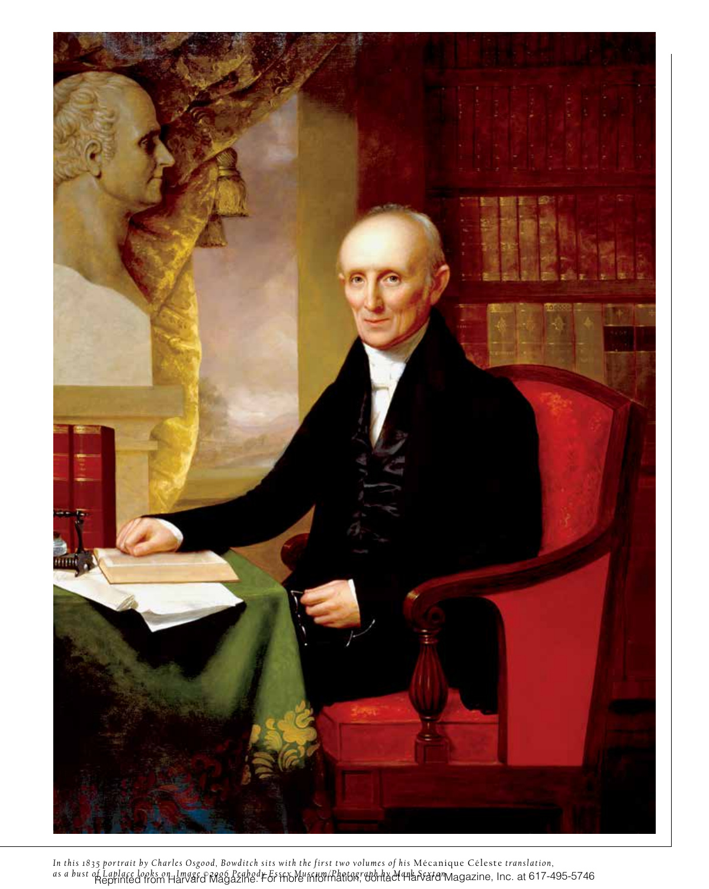*In this 1835 portrait by Charles Osgood, Bowditch sits with the first two volumes of his* Mécanique Céleste *translation, as a bust of Laplace looks on. Image ©2006 Peabody Essex Museum/Photograph by Mark Sexton*

Reprinted from Harvard Magazine. For more information, contact Harvard Magazine, Inc. at 617-495-5746